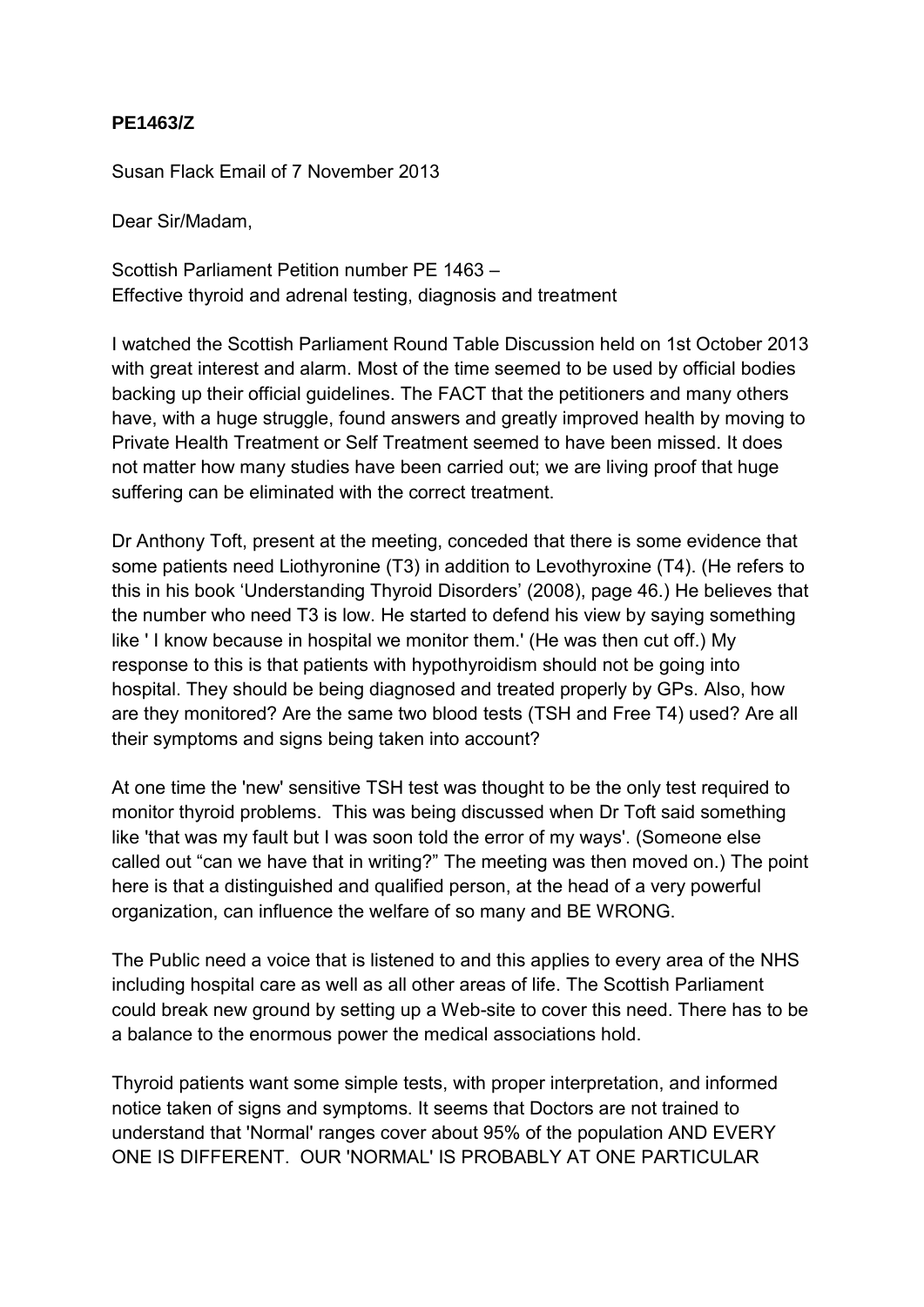**PE1463/Z**

Susan Flack Email of 7 November 2013

Dear Sir/Madam,

Scottish Parliament Petition number PE 1463 –
Effective thyroid and adrenal testing, diagnosis and treatment

I watched the Scottish Parliament Round Table Discussion held on 1st October 2013 with great interest and alarm. Most of the time seemed to be used by official bodies backing up their official guidelines. The FACT that the petitioners and many others have, with a huge struggle, found answers and greatly improved health by moving to Private Health Treatment or Self Treatment seemed to have been missed. It does not matter how many studies have been carried out; we are living proof that huge suffering can be eliminated with the correct treatment.

Dr Anthony Toft, present at the meeting, conceded that there is some evidence that some patients need Liothyronine (T3) in addition to Levothyroxine (T4). (He refers to this in his book 'Understanding Thyroid Disorders' (2008), page 46.) He believes that the number who need T3 is low. He started to defend his view by saying something like ' I know because in hospital we monitor them.' (He was then cut off.) My response to this is that patients with hypothyroidism should not be going into hospital. They should be being diagnosed and treated properly by GPs. Also, how are they monitored? Are the same two blood tests (TSH and Free T4) used? Are all their symptoms and signs being taken into account?

At one time the 'new' sensitive TSH test was thought to be the only test required to monitor thyroid problems. This was being discussed when Dr Toft said something like 'that was my fault but I was soon told the error of my ways'. (Someone else called out "can we have that in writing?" The meeting was then moved on.) The point here is that a distinguished and qualified person, at the head of a very powerful organization, can influence the welfare of so many and BE WRONG.

The Public need a voice that is listened to and this applies to every area of the NHS including hospital care as well as all other areas of life. The Scottish Parliament could break new ground by setting up a Web-site to cover this need. There has to be a balance to the enormous power the medical associations hold.

Thyroid patients want some simple tests, with proper interpretation, and informed notice taken of signs and symptoms. It seems that Doctors are not trained to understand that 'Normal' ranges cover about 95% of the population AND EVERY ONE IS DIFFERENT. OUR 'NORMAL' IS PROBABLY AT ONE PARTICULAR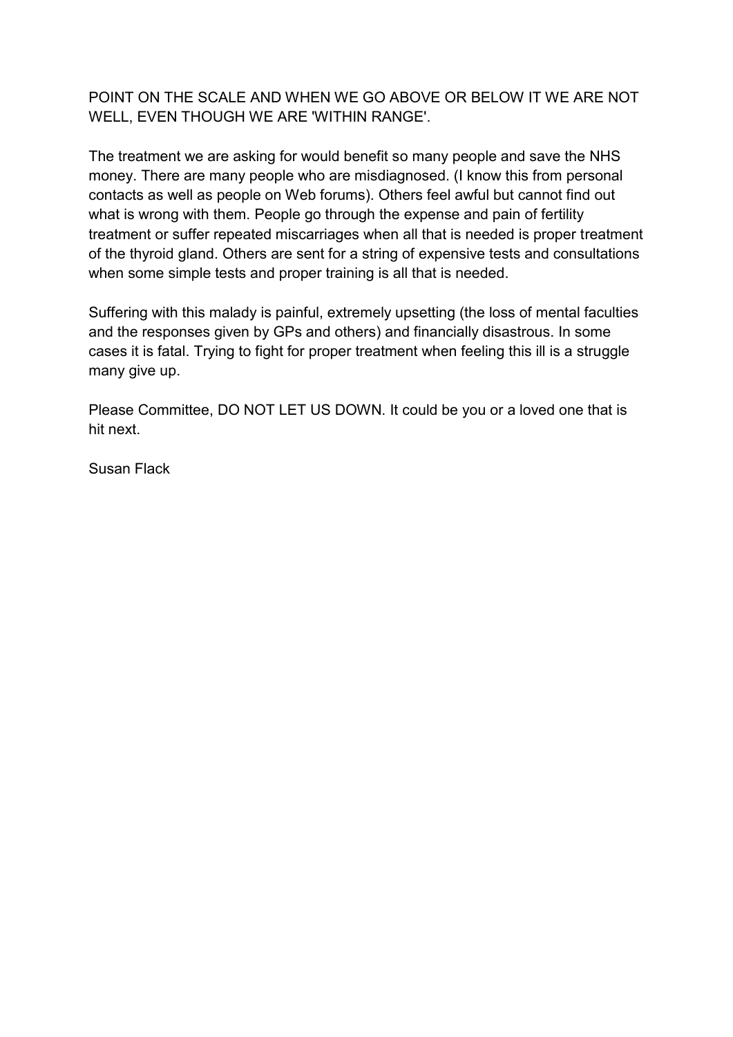POINT ON THE SCALE AND WHEN WE GO ABOVE OR BELOW IT WE ARE NOT WELL, EVEN THOUGH WE ARE 'WITHIN RANGE'.

The treatment we are asking for would benefit so many people and save the NHS money. There are many people who are misdiagnosed. (I know this from personal contacts as well as people on Web forums). Others feel awful but cannot find out what is wrong with them. People go through the expense and pain of fertility treatment or suffer repeated miscarriages when all that is needed is proper treatment of the thyroid gland. Others are sent for a string of expensive tests and consultations when some simple tests and proper training is all that is needed.

Suffering with this malady is painful, extremely upsetting (the loss of mental faculties and the responses given by GPs and others) and financially disastrous. In some cases it is fatal. Trying to fight for proper treatment when feeling this ill is a struggle many give up.

Please Committee, DO NOT LET US DOWN. It could be you or a loved one that is hit next.

Susan Flack